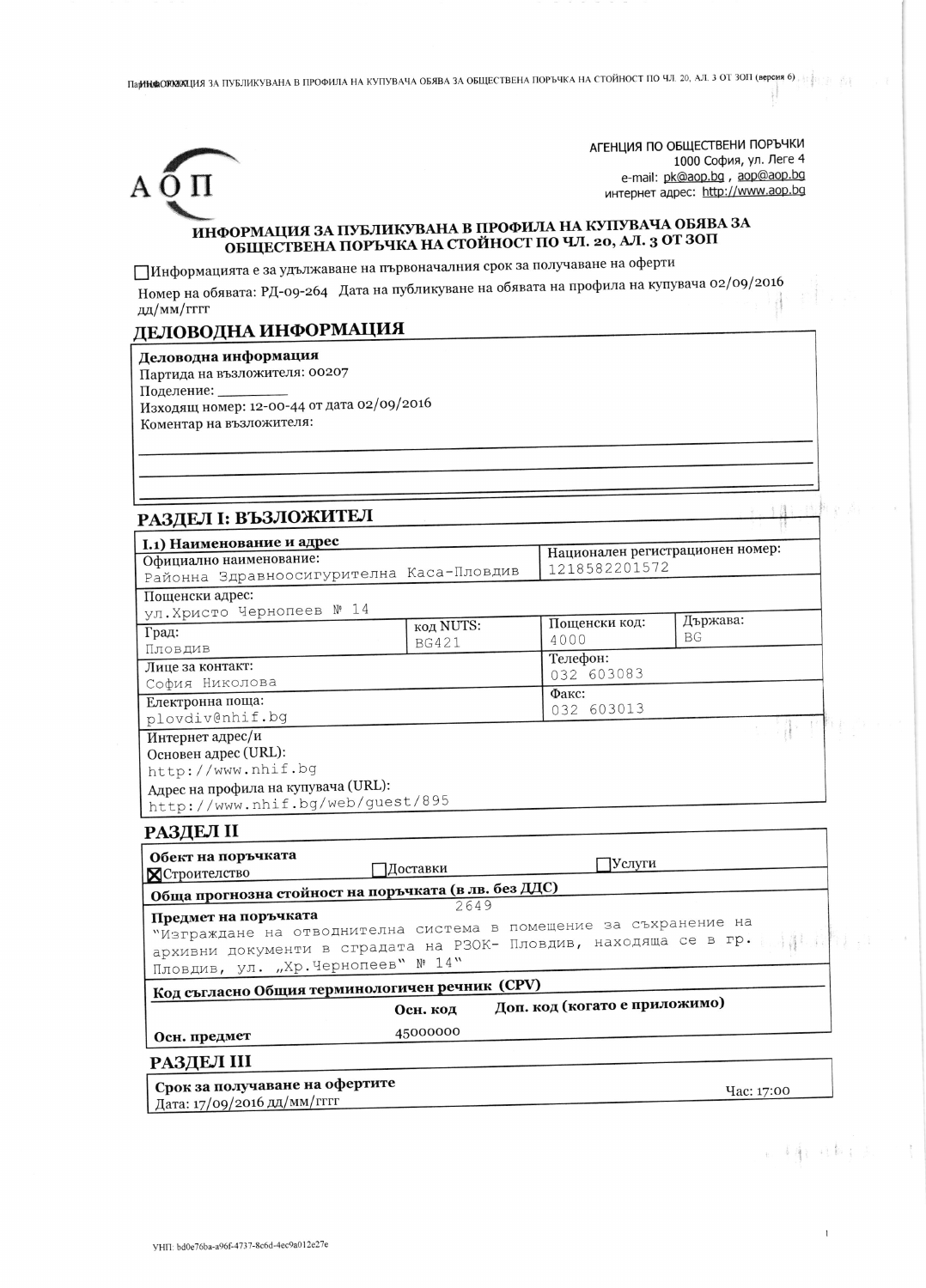АГЕНЦИЯ ПО ОБЩЕСТВЕНИ ПОРЪЧКИ
1000 София, ул. Леге 4
e-mail: pk@aop.bg , aop@aop.bg
интернет адрес: http://www.aop.bg

# ИНФОРМАЦИЯ ЗА ПУБЛИКУВАНА В ПРОФИЛА НА КУПУВАЧА ОБЯВА ЗА ОБЩЕСТВЕНА ПОРЪЧКА НА СТОЙНОСТ ПО ЧЛ. 20, АЛ. 3 ОТ ЗОП

☐ Информацията е за удължаване на първоначалния срок за получаване на оферти

Номер на обявата: РД-09-264 Дата на публикуване на обявата на профила на купувача 02/09/2016 дд/мм/гггг

## ДЕЛОВОДНА ИНФОРМАЦИЯ

**Деловодна информация**
Партида на възложителя: 00207
Поделение: ________
Изходящ номер: 12-00-44 от дата 02/09/2016
Коментар на възложителя:

## РАЗДЕЛ I: ВЪЗЛОЖИТЕЛ

**I.1) Наименование и адрес**

| | | | |
|---|---|---|---|
| Официално наименование: Районна Здравноосигурителна Каса-Пловдив | | Национален регистрационен номер: 1218582201572 | |
| Пощенски адрес: ул.Христо Чернопеев № 14 | | | |
| Град: Пловдив | код NUTS: BG421 | Пощенски код: 4000 | Държава: BG |
| Лице за контакт: София Николова | | Телефон: 032 603083 | |
| Електронна поща: plovdiv@nhif.bg | | Факс: 032 603013 | |

Интернет адрес/и
Основен адрес (URL):
http://www.nhif.bg
Адрес на профила на купувача (URL):
http://www.nhif.bg/web/guest/895

## РАЗДЕЛ II

**Обект на поръчката**
☒ Строителство ☐ Доставки ☐ Услуги

**Обща прогнозна стойност на поръчката (в лв. без ДДС)**
2649

**Предмет на поръчката**
"Изграждане на отводнителна система в помещение за съхранение на архивни документи в сградата на РЗОК- Пловдив, находяща се в гр. Пловдив, ул. „Хр.Чернопеев" № 14"

**Код съгласно Общия терминологичен речник (CPV)**

| | Осн. код | Доп. код (когато е приложимо) |
|---|---|---|
| Осн. предмет | 45000000 | |

## РАЗДЕЛ III

**Срок за получаване на офертите**
Дата: 17/09/2016 дд/мм/гггг Час: 17:00

УНП: bd0e76ba-a96f-4737-8c6d-4ec9a012e27e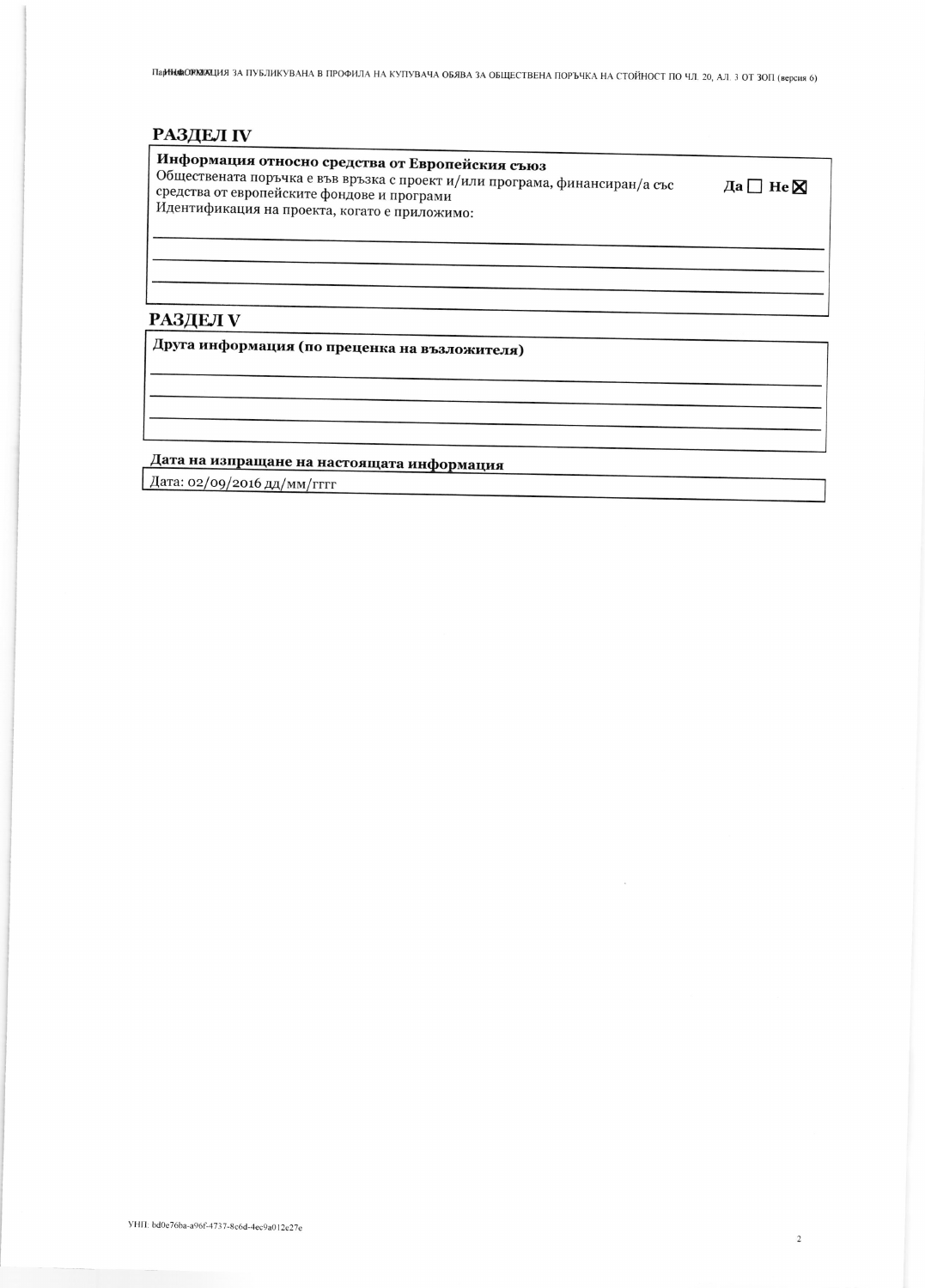## РАЗДЕЛ IV

**Информация относно средства от Европейския съюз**

Обществената поръчка е във връзка с проект и/или програма, финансиран/а със средства от европейските фондове и програми — Да ☐ Не ☒

Идентификация на проекта, когато е приложимо:

## РАЗДЕЛ V

**Друга информация (по преценка на възложителя)**

**Дата на изпращане на настоящата информация**

Дата: 02/09/2016 дд/мм/гггг

УНП: bd0e76ba-a96f-4737-8c6d-4ec9a012c27e